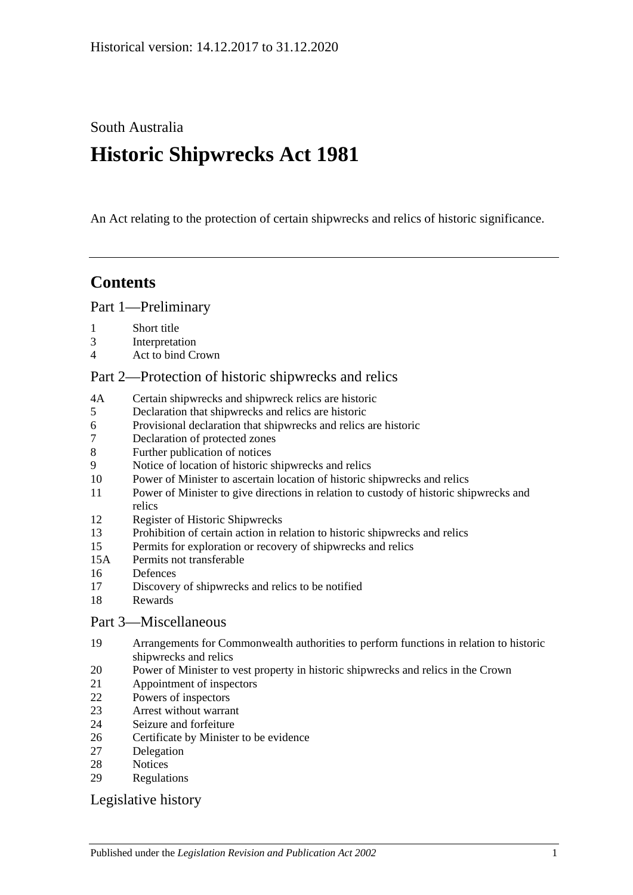Historical version: 14.12.2017 to 31.12.2020

South Australia

# Historic Shipwrecks Act 1981

An Act relating to the protection of certain shipwrecks and relics of historic significance.

## Contents

### Part 1—Preliminary

- 1 Short title
- 3 Interpretation
- 4 Act to bind Crown

### Part 2—Protection of historic shipwrecks and relics

- 4A Certain shipwrecks and shipwreck relics are historic
- 5 Declaration that shipwrecks and relics are historic
- 6 Provisional declaration that shipwrecks and relics are historic
- 7 Declaration of protected zones
- 8 Further publication of notices
- 9 Notice of location of historic shipwrecks and relics
- 10 Power of Minister to ascertain location of historic shipwrecks and relics
- 11 Power of Minister to give directions in relation to custody of historic shipwrecks and relics
- 12 Register of Historic Shipwrecks
- 13 Prohibition of certain action in relation to historic shipwrecks and relics
- 15 Permits for exploration or recovery of shipwrecks and relics
- 15A Permits not transferable
- 16 Defences
- 17 Discovery of shipwrecks and relics to be notified
- 18 Rewards

### Part 3—Miscellaneous

- 19 Arrangements for Commonwealth authorities to perform functions in relation to historic shipwrecks and relics
- 20 Power of Minister to vest property in historic shipwrecks and relics in the Crown
- 21 Appointment of inspectors
- 22 Powers of inspectors
- 23 Arrest without warrant
- 24 Seizure and forfeiture
- 26 Certificate by Minister to be evidence
- 27 Delegation
- 28 Notices
- 29 Regulations

### Legislative history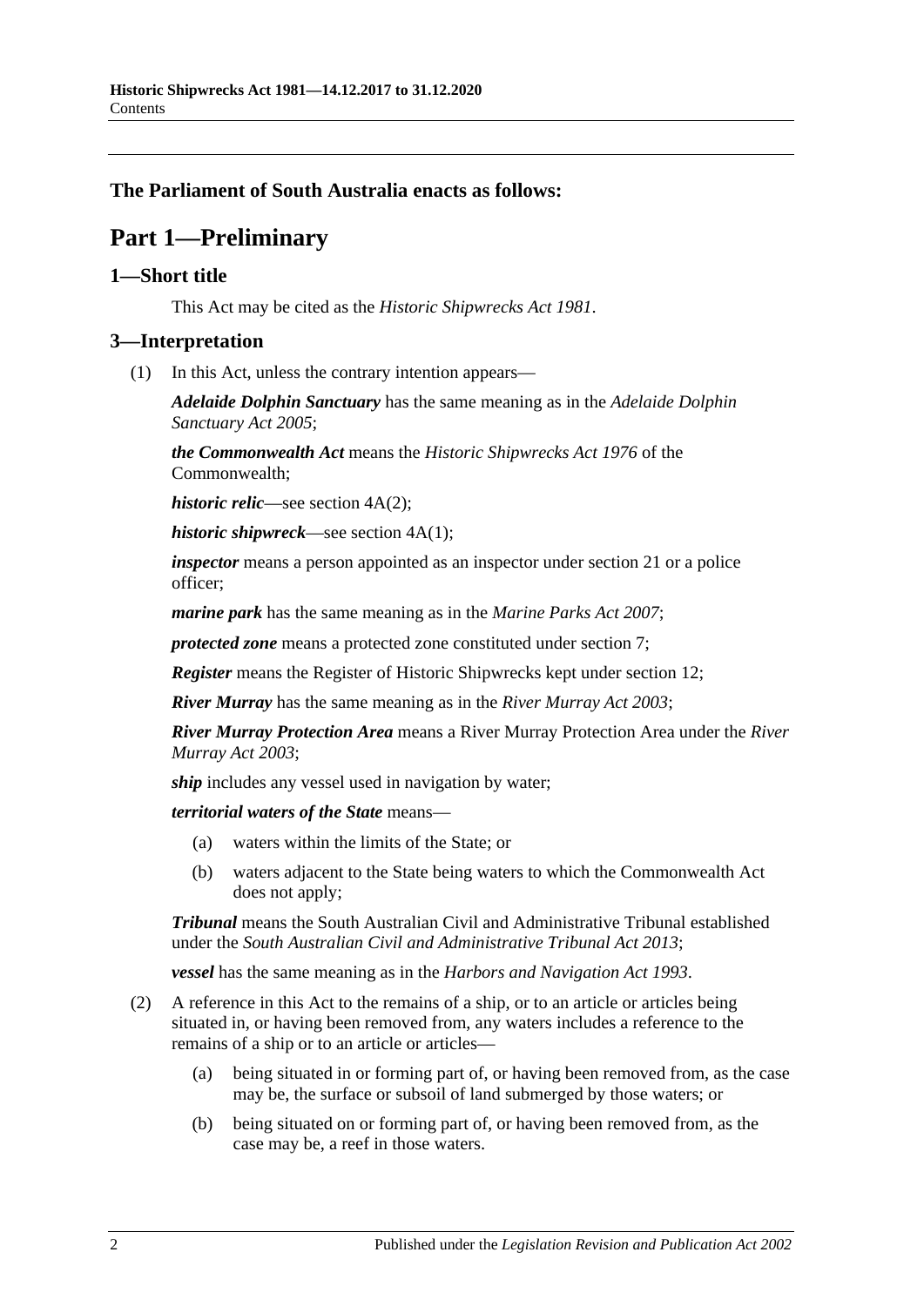**The Parliament of South Australia enacts as follows:**

# Part 1—Preliminary

## 1—Short title

This Act may be cited as the *Historic Shipwrecks Act 1981*.

## 3—Interpretation

(1) In this Act, unless the contrary intention appears—

***Adelaide Dolphin Sanctuary*** has the same meaning as in the *Adelaide Dolphin Sanctuary Act 2005*;

***the Commonwealth Act*** means the *Historic Shipwrecks Act 1976* of the Commonwealth;

***historic relic***—see section 4A(2);

***historic shipwreck***—see section 4A(1);

***inspector*** means a person appointed as an inspector under section 21 or a police officer;

***marine park*** has the same meaning as in the *Marine Parks Act 2007*;

***protected zone*** means a protected zone constituted under section 7;

***Register*** means the Register of Historic Shipwrecks kept under section 12;

***River Murray*** has the same meaning as in the *River Murray Act 2003*;

***River Murray Protection Area*** means a River Murray Protection Area under the *River Murray Act 2003*;

***ship*** includes any vessel used in navigation by water;

***territorial waters of the State*** means—

(a) waters within the limits of the State; or

(b) waters adjacent to the State being waters to which the Commonwealth Act does not apply;

***Tribunal*** means the South Australian Civil and Administrative Tribunal established under the *South Australian Civil and Administrative Tribunal Act 2013*;

***vessel*** has the same meaning as in the *Harbors and Navigation Act 1993*.

(2) A reference in this Act to the remains of a ship, or to an article or articles being situated in, or having been removed from, any waters includes a reference to the remains of a ship or to an article or articles—

(a) being situated in or forming part of, or having been removed from, as the case may be, the surface or subsoil of land submerged by those waters; or

(b) being situated on or forming part of, or having been removed from, as the case may be, a reef in those waters.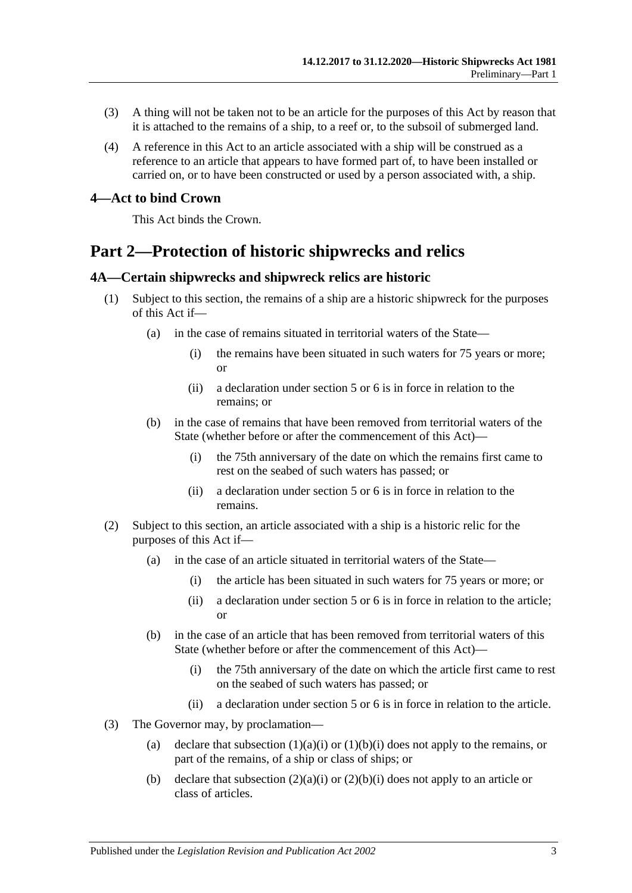(3) A thing will not be taken not to be an article for the purposes of this Act by reason that it is attached to the remains of a ship, to a reef or, to the subsoil of submerged land.

(4) A reference in this Act to an article associated with a ship will be construed as a reference to an article that appears to have formed part of, to have been installed or carried on, or to have been constructed or used by a person associated with, a ship.

### 4—Act to bind Crown

This Act binds the Crown.

## Part 2—Protection of historic shipwrecks and relics

### 4A—Certain shipwrecks and shipwreck relics are historic

(1) Subject to this section, the remains of a ship are a historic shipwreck for the purposes of this Act if—

(a) in the case of remains situated in territorial waters of the State—

(i) the remains have been situated in such waters for 75 years or more; or

(ii) a declaration under section 5 or 6 is in force in relation to the remains; or

(b) in the case of remains that have been removed from territorial waters of the State (whether before or after the commencement of this Act)—

(i) the 75th anniversary of the date on which the remains first came to rest on the seabed of such waters has passed; or

(ii) a declaration under section 5 or 6 is in force in relation to the remains.

(2) Subject to this section, an article associated with a ship is a historic relic for the purposes of this Act if—

(a) in the case of an article situated in territorial waters of the State—

(i) the article has been situated in such waters for 75 years or more; or

(ii) a declaration under section 5 or 6 is in force in relation to the article; or

(b) in the case of an article that has been removed from territorial waters of this State (whether before or after the commencement of this Act)—

(i) the 75th anniversary of the date on which the article first came to rest on the seabed of such waters has passed; or

(ii) a declaration under section 5 or 6 is in force in relation to the article.

(3) The Governor may, by proclamation—

(a) declare that subsection (1)(a)(i) or (1)(b)(i) does not apply to the remains, or part of the remains, of a ship or class of ships; or

(b) declare that subsection (2)(a)(i) or (2)(b)(i) does not apply to an article or class of articles.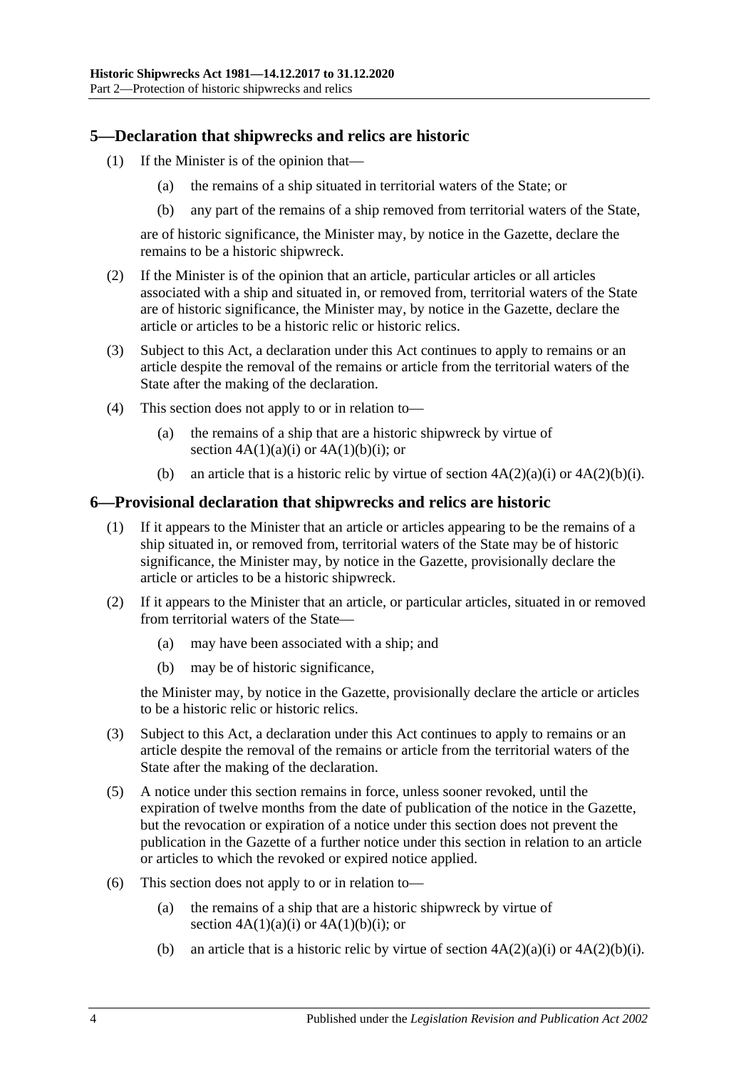## 5—Declaration that shipwrecks and relics are historic

(1) If the Minister is of the opinion that—

  (a) the remains of a ship situated in territorial waters of the State; or

  (b) any part of the remains of a ship removed from territorial waters of the State,

are of historic significance, the Minister may, by notice in the Gazette, declare the remains to be a historic shipwreck.

(2) If the Minister is of the opinion that an article, particular articles or all articles associated with a ship and situated in, or removed from, territorial waters of the State are of historic significance, the Minister may, by notice in the Gazette, declare the article or articles to be a historic relic or historic relics.

(3) Subject to this Act, a declaration under this Act continues to apply to remains or an article despite the removal of the remains or article from the territorial waters of the State after the making of the declaration.

(4) This section does not apply to or in relation to—

  (a) the remains of a ship that are a historic shipwreck by virtue of section 4A(1)(a)(i) or 4A(1)(b)(i); or

  (b) an article that is a historic relic by virtue of section 4A(2)(a)(i) or 4A(2)(b)(i).

## 6—Provisional declaration that shipwrecks and relics are historic

(1) If it appears to the Minister that an article or articles appearing to be the remains of a ship situated in, or removed from, territorial waters of the State may be of historic significance, the Minister may, by notice in the Gazette, provisionally declare the article or articles to be a historic shipwreck.

(2) If it appears to the Minister that an article, or particular articles, situated in or removed from territorial waters of the State—

  (a) may have been associated with a ship; and

  (b) may be of historic significance,

the Minister may, by notice in the Gazette, provisionally declare the article or articles to be a historic relic or historic relics.

(3) Subject to this Act, a declaration under this Act continues to apply to remains or an article despite the removal of the remains or article from the territorial waters of the State after the making of the declaration.

(5) A notice under this section remains in force, unless sooner revoked, until the expiration of twelve months from the date of publication of the notice in the Gazette, but the revocation or expiration of a notice under this section does not prevent the publication in the Gazette of a further notice under this section in relation to an article or articles to which the revoked or expired notice applied.

(6) This section does not apply to or in relation to—

  (a) the remains of a ship that are a historic shipwreck by virtue of section 4A(1)(a)(i) or 4A(1)(b)(i); or

  (b) an article that is a historic relic by virtue of section 4A(2)(a)(i) or 4A(2)(b)(i).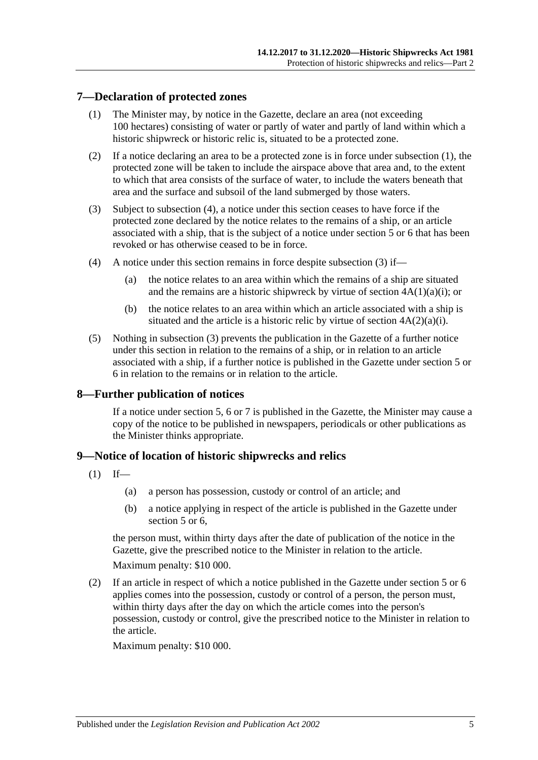## 7—Declaration of protected zones

(1) The Minister may, by notice in the Gazette, declare an area (not exceeding 100 hectares) consisting of water or partly of water and partly of land within which a historic shipwreck or historic relic is, situated to be a protected zone.

(2) If a notice declaring an area to be a protected zone is in force under subsection (1), the protected zone will be taken to include the airspace above that area and, to the extent to which that area consists of the surface of water, to include the waters beneath that area and the surface and subsoil of the land submerged by those waters.

(3) Subject to subsection (4), a notice under this section ceases to have force if the protected zone declared by the notice relates to the remains of a ship, or an article associated with a ship, that is the subject of a notice under section 5 or 6 that has been revoked or has otherwise ceased to be in force.

(4) A notice under this section remains in force despite subsection (3) if—

(a) the notice relates to an area within which the remains of a ship are situated and the remains are a historic shipwreck by virtue of section 4A(1)(a)(i); or

(b) the notice relates to an area within which an article associated with a ship is situated and the article is a historic relic by virtue of section 4A(2)(a)(i).

(5) Nothing in subsection (3) prevents the publication in the Gazette of a further notice under this section in relation to the remains of a ship, or in relation to an article associated with a ship, if a further notice is published in the Gazette under section 5 or 6 in relation to the remains or in relation to the article.

## 8—Further publication of notices

If a notice under section 5, 6 or 7 is published in the Gazette, the Minister may cause a copy of the notice to be published in newspapers, periodicals or other publications as the Minister thinks appropriate.

## 9—Notice of location of historic shipwrecks and relics

(1) If—

(a) a person has possession, custody or control of an article; and

(b) a notice applying in respect of the article is published in the Gazette under section 5 or 6,

the person must, within thirty days after the date of publication of the notice in the Gazette, give the prescribed notice to the Minister in relation to the article.

Maximum penalty: $10 000.

(2) If an article in respect of which a notice published in the Gazette under section 5 or 6 applies comes into the possession, custody or control of a person, the person must, within thirty days after the day on which the article comes into the person's possession, custody or control, give the prescribed notice to the Minister in relation to the article.

Maximum penalty: $10 000.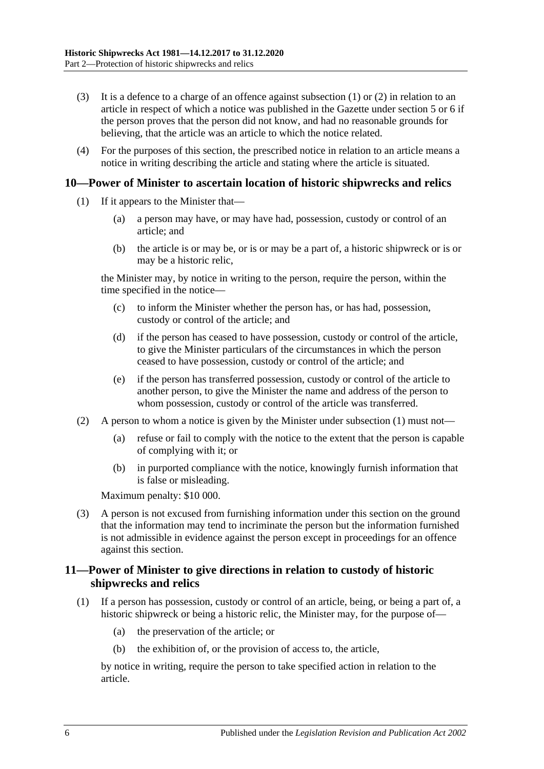(3) It is a defence to a charge of an offence against subsection (1) or (2) in relation to an article in respect of which a notice was published in the Gazette under section 5 or 6 if the person proves that the person did not know, and had no reasonable grounds for believing, that the article was an article to which the notice related.

(4) For the purposes of this section, the prescribed notice in relation to an article means a notice in writing describing the article and stating where the article is situated.

## 10—Power of Minister to ascertain location of historic shipwrecks and relics

(1) If it appears to the Minister that—

(a) a person may have, or may have had, possession, custody or control of an article; and

(b) the article is or may be, or is or may be a part of, a historic shipwreck or is or may be a historic relic,

the Minister may, by notice in writing to the person, require the person, within the time specified in the notice—

(c) to inform the Minister whether the person has, or has had, possession, custody or control of the article; and

(d) if the person has ceased to have possession, custody or control of the article, to give the Minister particulars of the circumstances in which the person ceased to have possession, custody or control of the article; and

(e) if the person has transferred possession, custody or control of the article to another person, to give the Minister the name and address of the person to whom possession, custody or control of the article was transferred.

(2) A person to whom a notice is given by the Minister under subsection (1) must not—

(a) refuse or fail to comply with the notice to the extent that the person is capable of complying with it; or

(b) in purported compliance with the notice, knowingly furnish information that is false or misleading.

Maximum penalty: $10 000.

(3) A person is not excused from furnishing information under this section on the ground that the information may tend to incriminate the person but the information furnished is not admissible in evidence against the person except in proceedings for an offence against this section.

## 11—Power of Minister to give directions in relation to custody of historic shipwrecks and relics

(1) If a person has possession, custody or control of an article, being, or being a part of, a historic shipwreck or being a historic relic, the Minister may, for the purpose of—

(a) the preservation of the article; or

(b) the exhibition of, or the provision of access to, the article,

by notice in writing, require the person to take specified action in relation to the article.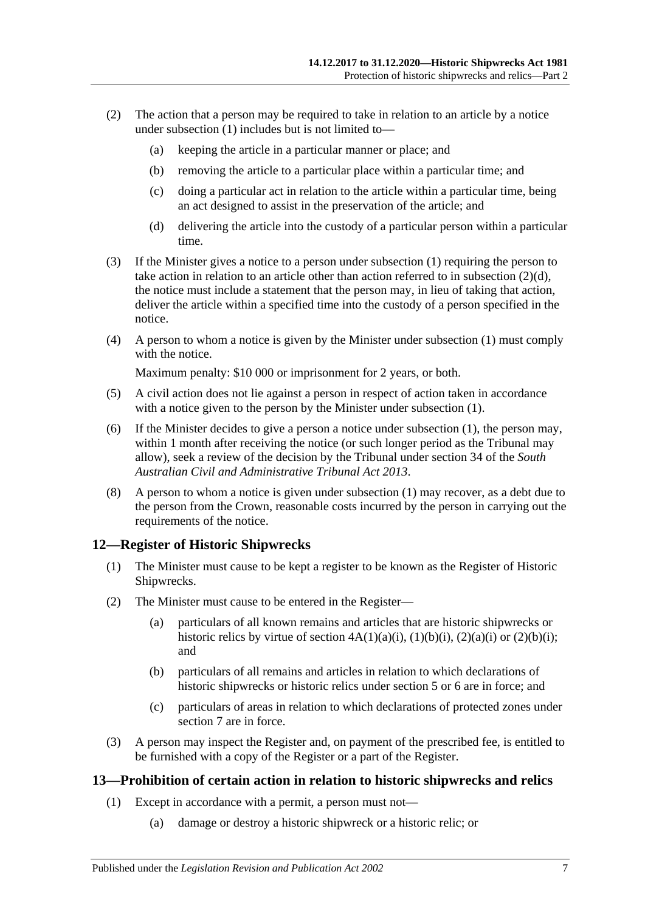(2) The action that a person may be required to take in relation to an article by a notice under subsection (1) includes but is not limited to—

(a) keeping the article in a particular manner or place; and

(b) removing the article to a particular place within a particular time; and

(c) doing a particular act in relation to the article within a particular time, being an act designed to assist in the preservation of the article; and

(d) delivering the article into the custody of a particular person within a particular time.

(3) If the Minister gives a notice to a person under subsection (1) requiring the person to take action in relation to an article other than action referred to in subsection (2)(d), the notice must include a statement that the person may, in lieu of taking that action, deliver the article within a specified time into the custody of a person specified in the notice.

(4) A person to whom a notice is given by the Minister under subsection (1) must comply with the notice.

Maximum penalty: $10 000 or imprisonment for 2 years, or both.

(5) A civil action does not lie against a person in respect of action taken in accordance with a notice given to the person by the Minister under subsection (1).

(6) If the Minister decides to give a person a notice under subsection (1), the person may, within 1 month after receiving the notice (or such longer period as the Tribunal may allow), seek a review of the decision by the Tribunal under section 34 of the *South Australian Civil and Administrative Tribunal Act 2013*.

(8) A person to whom a notice is given under subsection (1) may recover, as a debt due to the person from the Crown, reasonable costs incurred by the person in carrying out the requirements of the notice.

## 12—Register of Historic Shipwrecks

(1) The Minister must cause to be kept a register to be known as the Register of Historic Shipwrecks.

(2) The Minister must cause to be entered in the Register—

(a) particulars of all known remains and articles that are historic shipwrecks or historic relics by virtue of section 4A(1)(a)(i), (1)(b)(i), (2)(a)(i) or (2)(b)(i); and

(b) particulars of all remains and articles in relation to which declarations of historic shipwrecks or historic relics under section 5 or 6 are in force; and

(c) particulars of areas in relation to which declarations of protected zones under section 7 are in force.

(3) A person may inspect the Register and, on payment of the prescribed fee, is entitled to be furnished with a copy of the Register or a part of the Register.

## 13—Prohibition of certain action in relation to historic shipwrecks and relics

(1) Except in accordance with a permit, a person must not—

(a) damage or destroy a historic shipwreck or a historic relic; or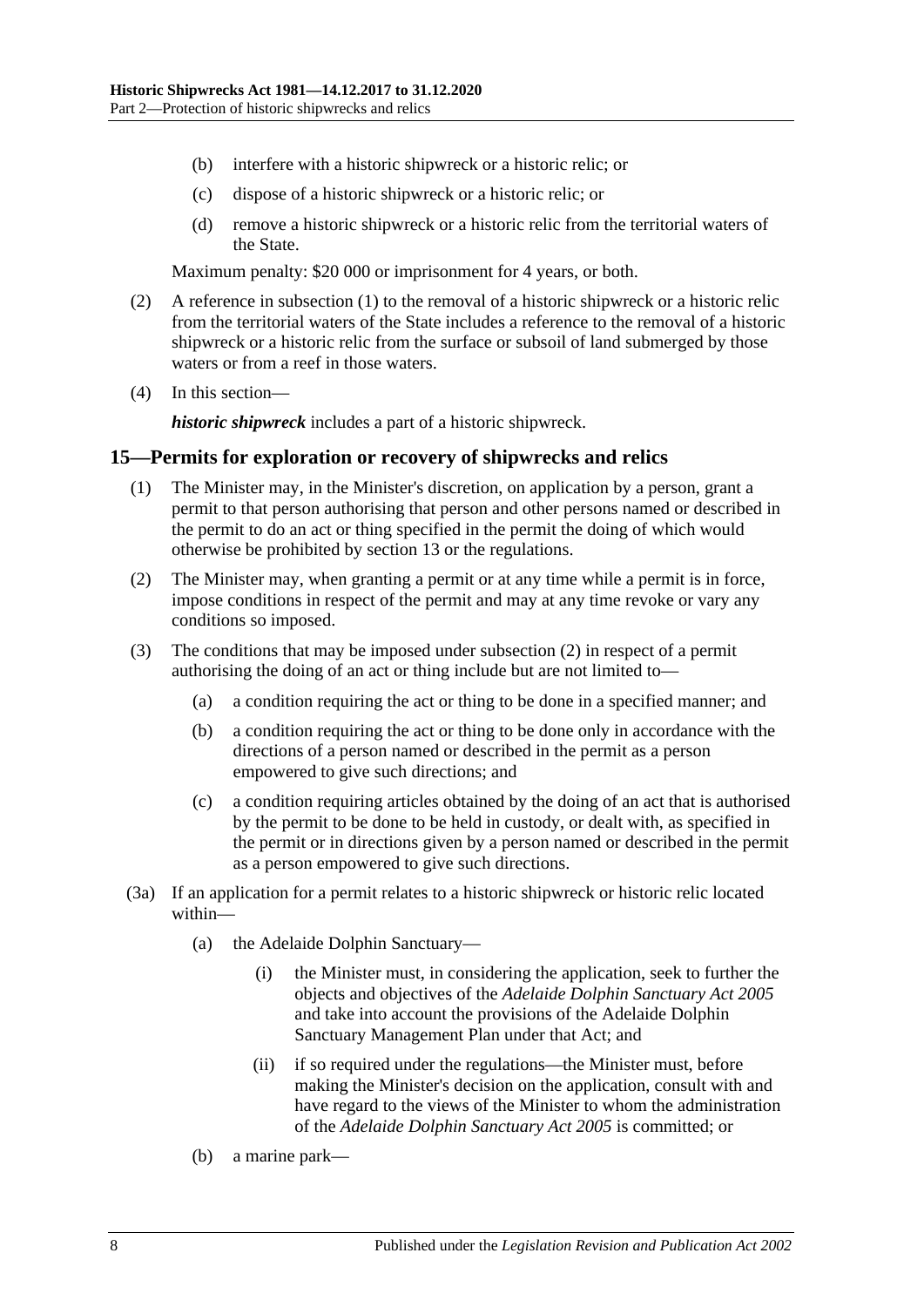(b) interfere with a historic shipwreck or a historic relic; or

(c) dispose of a historic shipwreck or a historic relic; or

(d) remove a historic shipwreck or a historic relic from the territorial waters of the State.

Maximum penalty: $20 000 or imprisonment for 4 years, or both.

(2) A reference in subsection (1) to the removal of a historic shipwreck or a historic relic from the territorial waters of the State includes a reference to the removal of a historic shipwreck or a historic relic from the surface or subsoil of land submerged by those waters or from a reef in those waters.

(4) In this section—

***historic shipwreck*** includes a part of a historic shipwreck.

## 15—Permits for exploration or recovery of shipwrecks and relics

(1) The Minister may, in the Minister's discretion, on application by a person, grant a permit to that person authorising that person and other persons named or described in the permit to do an act or thing specified in the permit the doing of which would otherwise be prohibited by section 13 or the regulations.

(2) The Minister may, when granting a permit or at any time while a permit is in force, impose conditions in respect of the permit and may at any time revoke or vary any conditions so imposed.

(3) The conditions that may be imposed under subsection (2) in respect of a permit authorising the doing of an act or thing include but are not limited to—

(a) a condition requiring the act or thing to be done in a specified manner; and

(b) a condition requiring the act or thing to be done only in accordance with the directions of a person named or described in the permit as a person empowered to give such directions; and

(c) a condition requiring articles obtained by the doing of an act that is authorised by the permit to be done to be held in custody, or dealt with, as specified in the permit or in directions given by a person named or described in the permit as a person empowered to give such directions.

(3a) If an application for a permit relates to a historic shipwreck or historic relic located within—

(a) the Adelaide Dolphin Sanctuary—

(i) the Minister must, in considering the application, seek to further the objects and objectives of the *Adelaide Dolphin Sanctuary Act 2005* and take into account the provisions of the Adelaide Dolphin Sanctuary Management Plan under that Act; and

(ii) if so required under the regulations—the Minister must, before making the Minister's decision on the application, consult with and have regard to the views of the Minister to whom the administration of the *Adelaide Dolphin Sanctuary Act 2005* is committed; or

(b) a marine park—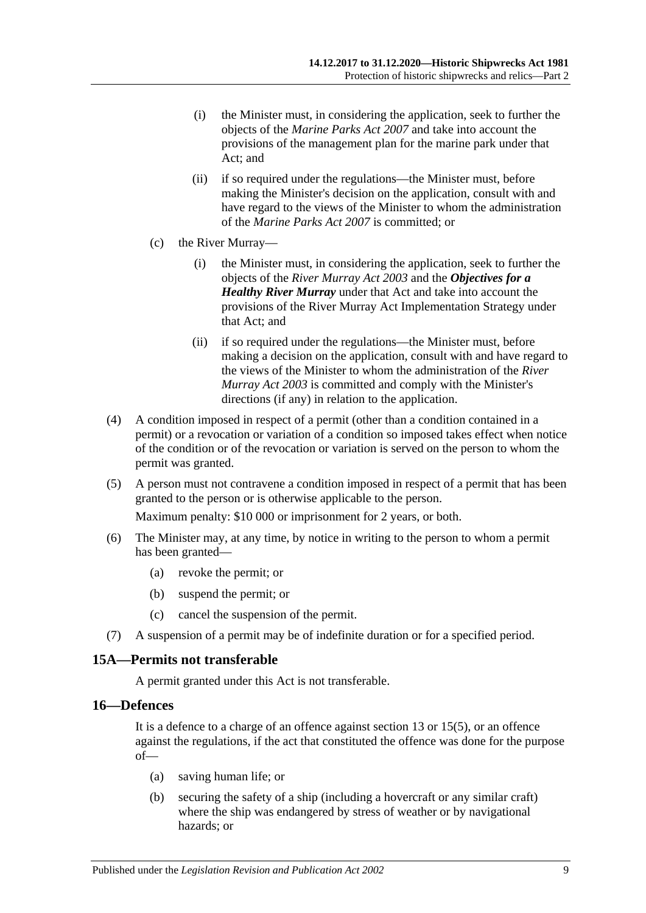(i) the Minister must, in considering the application, seek to further the objects of the *Marine Parks Act 2007* and take into account the provisions of the management plan for the marine park under that Act; and

(ii) if so required under the regulations—the Minister must, before making the Minister's decision on the application, consult with and have regard to the views of the Minister to whom the administration of the *Marine Parks Act 2007* is committed; or

(c) the River Murray—

(i) the Minister must, in considering the application, seek to further the objects of the *River Murray Act 2003* and the ***Objectives for a Healthy River Murray*** under that Act and take into account the provisions of the River Murray Act Implementation Strategy under that Act; and

(ii) if so required under the regulations—the Minister must, before making a decision on the application, consult with and have regard to the views of the Minister to whom the administration of the *River Murray Act 2003* is committed and comply with the Minister's directions (if any) in relation to the application.

(4) A condition imposed in respect of a permit (other than a condition contained in a permit) or a revocation or variation of a condition so imposed takes effect when notice of the condition or of the revocation or variation is served on the person to whom the permit was granted.

(5) A person must not contravene a condition imposed in respect of a permit that has been granted to the person or is otherwise applicable to the person.

Maximum penalty: $10 000 or imprisonment for 2 years, or both.

(6) The Minister may, at any time, by notice in writing to the person to whom a permit has been granted—

(a) revoke the permit; or

(b) suspend the permit; or

(c) cancel the suspension of the permit.

(7) A suspension of a permit may be of indefinite duration or for a specified period.

## 15A—Permits not transferable

A permit granted under this Act is not transferable.

## 16—Defences

It is a defence to a charge of an offence against section 13 or 15(5), or an offence against the regulations, if the act that constituted the offence was done for the purpose of—

(a) saving human life; or

(b) securing the safety of a ship (including a hovercraft or any similar craft) where the ship was endangered by stress of weather or by navigational hazards; or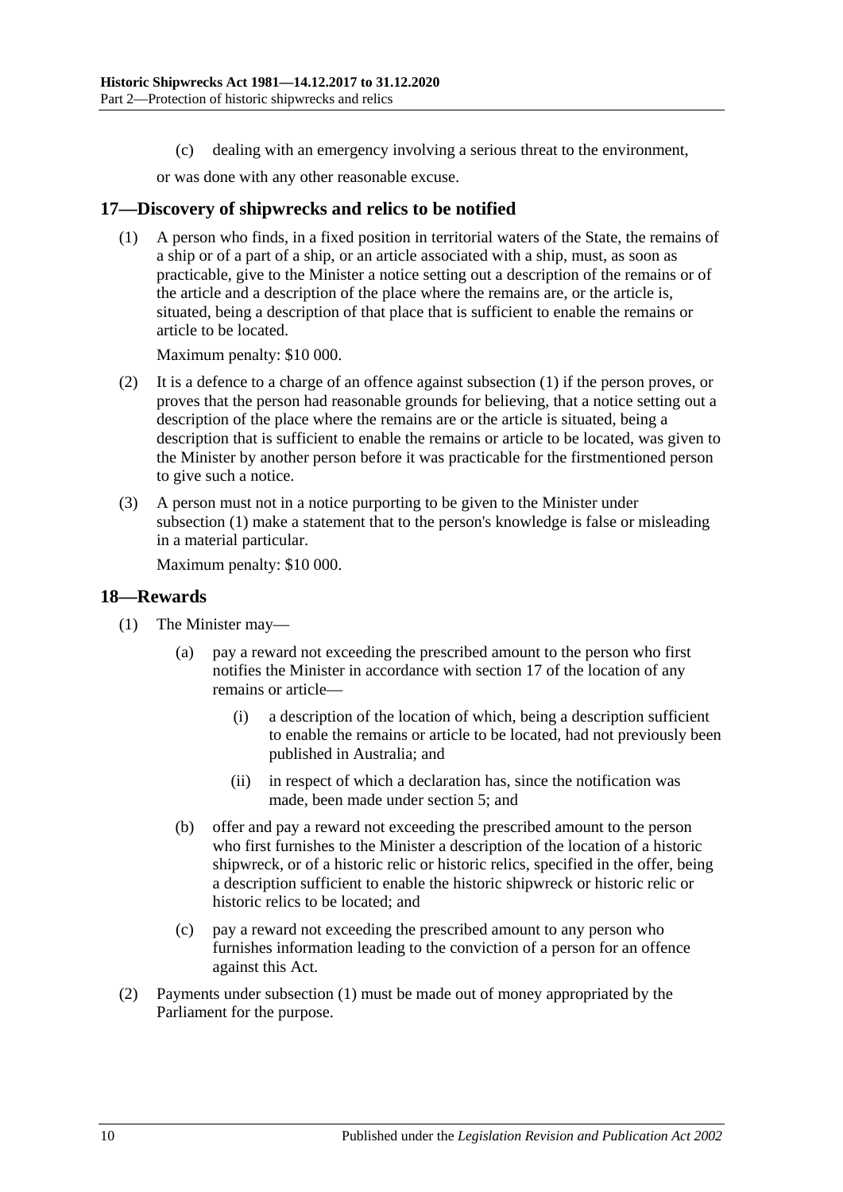(c) dealing with an emergency involving a serious threat to the environment,

or was done with any other reasonable excuse.

## 17—Discovery of shipwrecks and relics to be notified

(1) A person who finds, in a fixed position in territorial waters of the State, the remains of a ship or of a part of a ship, or an article associated with a ship, must, as soon as practicable, give to the Minister a notice setting out a description of the remains or of the article and a description of the place where the remains are, or the article is, situated, being a description of that place that is sufficient to enable the remains or article to be located.

Maximum penalty: $10 000.

(2) It is a defence to a charge of an offence against subsection (1) if the person proves, or proves that the person had reasonable grounds for believing, that a notice setting out a description of the place where the remains are or the article is situated, being a description that is sufficient to enable the remains or article to be located, was given to the Minister by another person before it was practicable for the firstmentioned person to give such a notice.

(3) A person must not in a notice purporting to be given to the Minister under subsection (1) make a statement that to the person's knowledge is false or misleading in a material particular.

Maximum penalty: $10 000.

## 18—Rewards

(1) The Minister may—

(a) pay a reward not exceeding the prescribed amount to the person who first notifies the Minister in accordance with section 17 of the location of any remains or article—

(i) a description of the location of which, being a description sufficient to enable the remains or article to be located, had not previously been published in Australia; and

(ii) in respect of which a declaration has, since the notification was made, been made under section 5; and

(b) offer and pay a reward not exceeding the prescribed amount to the person who first furnishes to the Minister a description of the location of a historic shipwreck, or of a historic relic or historic relics, specified in the offer, being a description sufficient to enable the historic shipwreck or historic relic or historic relics to be located; and

(c) pay a reward not exceeding the prescribed amount to any person who furnishes information leading to the conviction of a person for an offence against this Act.

(2) Payments under subsection (1) must be made out of money appropriated by the Parliament for the purpose.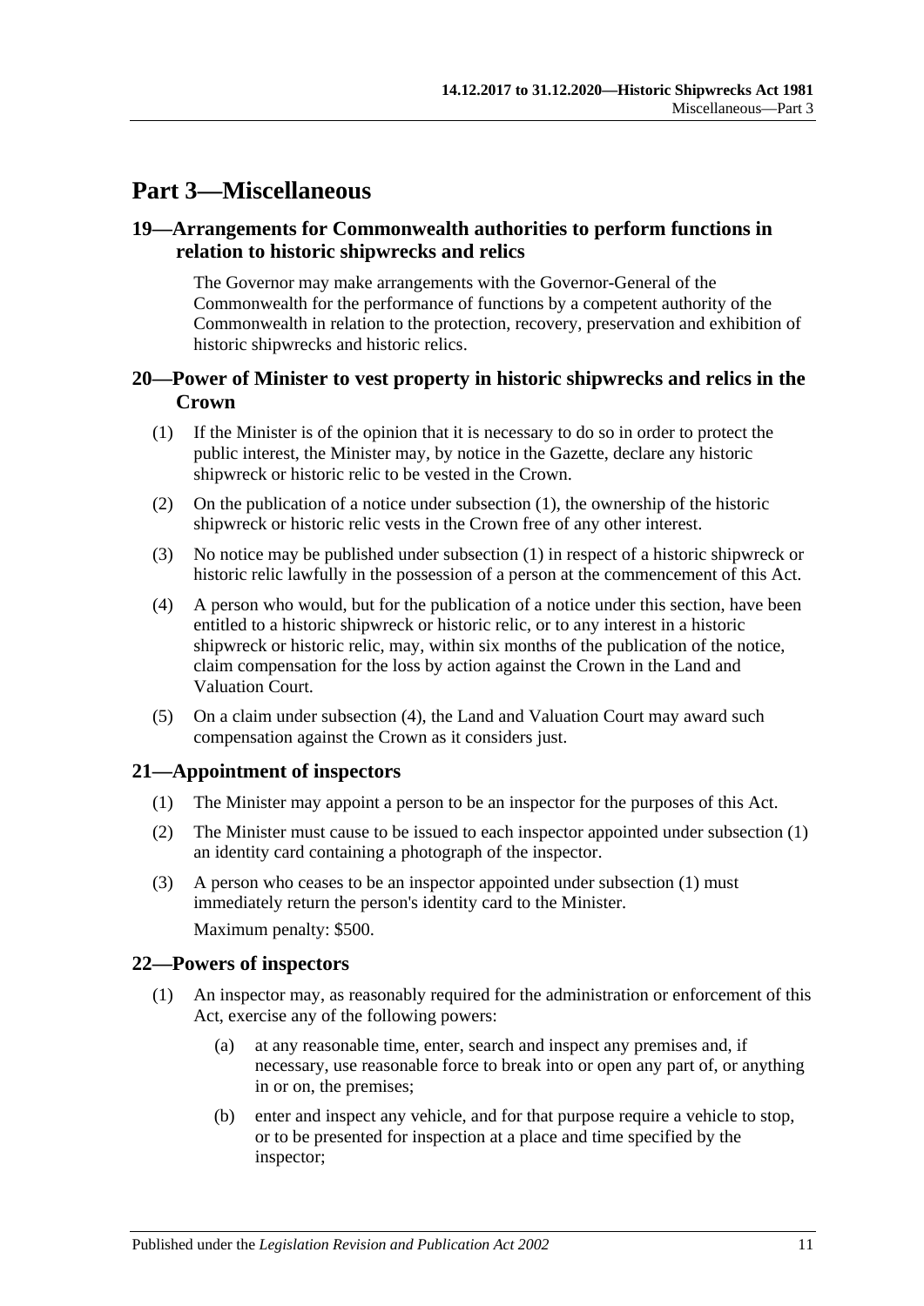# Part 3—Miscellaneous

## 19—Arrangements for Commonwealth authorities to perform functions in relation to historic shipwrecks and relics

The Governor may make arrangements with the Governor-General of the Commonwealth for the performance of functions by a competent authority of the Commonwealth in relation to the protection, recovery, preservation and exhibition of historic shipwrecks and historic relics.

## 20—Power of Minister to vest property in historic shipwrecks and relics in the Crown

(1) If the Minister is of the opinion that it is necessary to do so in order to protect the public interest, the Minister may, by notice in the Gazette, declare any historic shipwreck or historic relic to be vested in the Crown.

(2) On the publication of a notice under subsection (1), the ownership of the historic shipwreck or historic relic vests in the Crown free of any other interest.

(3) No notice may be published under subsection (1) in respect of a historic shipwreck or historic relic lawfully in the possession of a person at the commencement of this Act.

(4) A person who would, but for the publication of a notice under this section, have been entitled to a historic shipwreck or historic relic, or to any interest in a historic shipwreck or historic relic, may, within six months of the publication of the notice, claim compensation for the loss by action against the Crown in the Land and Valuation Court.

(5) On a claim under subsection (4), the Land and Valuation Court may award such compensation against the Crown as it considers just.

## 21—Appointment of inspectors

(1) The Minister may appoint a person to be an inspector for the purposes of this Act.

(2) The Minister must cause to be issued to each inspector appointed under subsection (1) an identity card containing a photograph of the inspector.

(3) A person who ceases to be an inspector appointed under subsection (1) must immediately return the person's identity card to the Minister.

Maximum penalty: $500.

## 22—Powers of inspectors

(1) An inspector may, as reasonably required for the administration or enforcement of this Act, exercise any of the following powers:

(a) at any reasonable time, enter, search and inspect any premises and, if necessary, use reasonable force to break into or open any part of, or anything in or on, the premises;

(b) enter and inspect any vehicle, and for that purpose require a vehicle to stop, or to be presented for inspection at a place and time specified by the inspector;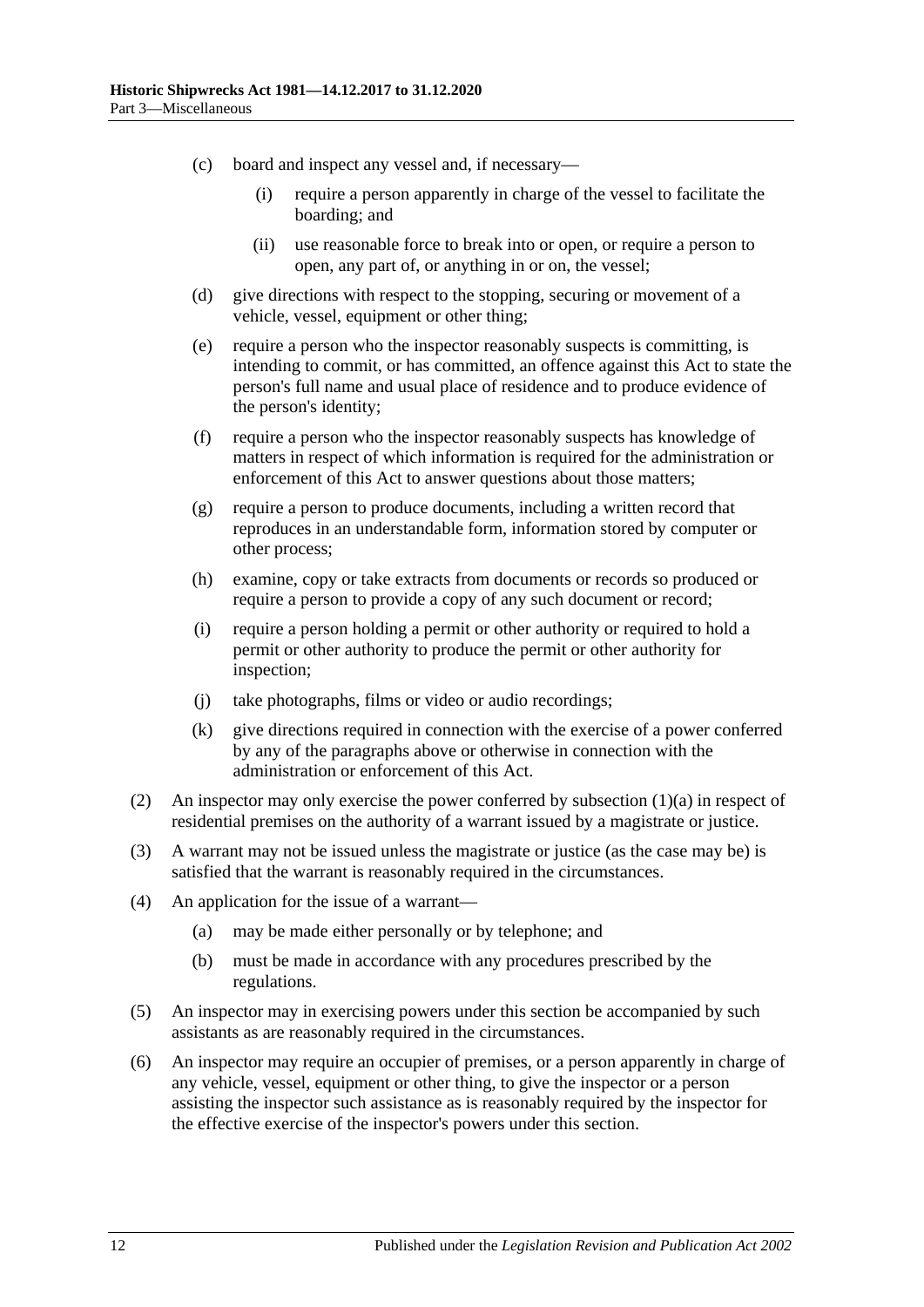(c) board and inspect any vessel and, if necessary—

  (i) require a person apparently in charge of the vessel to facilitate the boarding; and

  (ii) use reasonable force to break into or open, or require a person to open, any part of, or anything in or on, the vessel;

(d) give directions with respect to the stopping, securing or movement of a vehicle, vessel, equipment or other thing;

(e) require a person who the inspector reasonably suspects is committing, is intending to commit, or has committed, an offence against this Act to state the person's full name and usual place of residence and to produce evidence of the person's identity;

(f) require a person who the inspector reasonably suspects has knowledge of matters in respect of which information is required for the administration or enforcement of this Act to answer questions about those matters;

(g) require a person to produce documents, including a written record that reproduces in an understandable form, information stored by computer or other process;

(h) examine, copy or take extracts from documents or records so produced or require a person to provide a copy of any such document or record;

(i) require a person holding a permit or other authority or required to hold a permit or other authority to produce the permit or other authority for inspection;

(j) take photographs, films or video or audio recordings;

(k) give directions required in connection with the exercise of a power conferred by any of the paragraphs above or otherwise in connection with the administration or enforcement of this Act.

(2) An inspector may only exercise the power conferred by subsection (1)(a) in respect of residential premises on the authority of a warrant issued by a magistrate or justice.

(3) A warrant may not be issued unless the magistrate or justice (as the case may be) is satisfied that the warrant is reasonably required in the circumstances.

(4) An application for the issue of a warrant—

  (a) may be made either personally or by telephone; and

  (b) must be made in accordance with any procedures prescribed by the regulations.

(5) An inspector may in exercising powers under this section be accompanied by such assistants as are reasonably required in the circumstances.

(6) An inspector may require an occupier of premises, or a person apparently in charge of any vehicle, vessel, equipment or other thing, to give the inspector or a person assisting the inspector such assistance as is reasonably required by the inspector for the effective exercise of the inspector's powers under this section.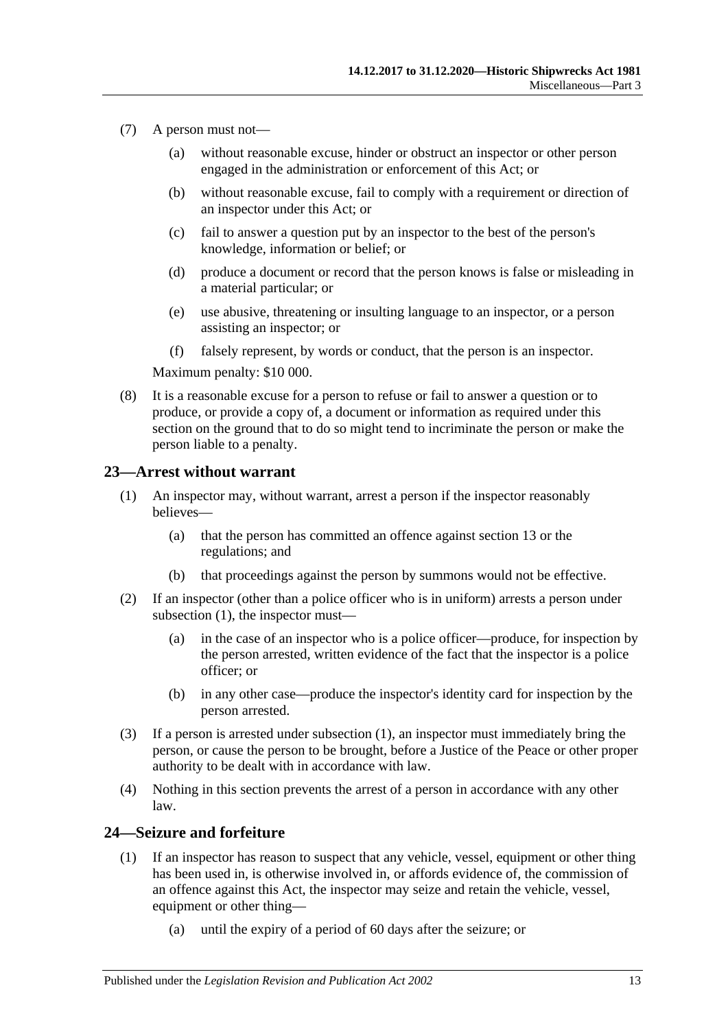(7) A person must not—

(a) without reasonable excuse, hinder or obstruct an inspector or other person engaged in the administration or enforcement of this Act; or

(b) without reasonable excuse, fail to comply with a requirement or direction of an inspector under this Act; or

(c) fail to answer a question put by an inspector to the best of the person's knowledge, information or belief; or

(d) produce a document or record that the person knows is false or misleading in a material particular; or

(e) use abusive, threatening or insulting language to an inspector, or a person assisting an inspector; or

(f) falsely represent, by words or conduct, that the person is an inspector.

Maximum penalty: $10 000.

(8) It is a reasonable excuse for a person to refuse or fail to answer a question or to produce, or provide a copy of, a document or information as required under this section on the ground that to do so might tend to incriminate the person or make the person liable to a penalty.

## 23—Arrest without warrant

(1) An inspector may, without warrant, arrest a person if the inspector reasonably believes—

(a) that the person has committed an offence against section 13 or the regulations; and

(b) that proceedings against the person by summons would not be effective.

(2) If an inspector (other than a police officer who is in uniform) arrests a person under subsection (1), the inspector must—

(a) in the case of an inspector who is a police officer—produce, for inspection by the person arrested, written evidence of the fact that the inspector is a police officer; or

(b) in any other case—produce the inspector's identity card for inspection by the person arrested.

(3) If a person is arrested under subsection (1), an inspector must immediately bring the person, or cause the person to be brought, before a Justice of the Peace or other proper authority to be dealt with in accordance with law.

(4) Nothing in this section prevents the arrest of a person in accordance with any other law.

## 24—Seizure and forfeiture

(1) If an inspector has reason to suspect that any vehicle, vessel, equipment or other thing has been used in, is otherwise involved in, or affords evidence of, the commission of an offence against this Act, the inspector may seize and retain the vehicle, vessel, equipment or other thing—

(a) until the expiry of a period of 60 days after the seizure; or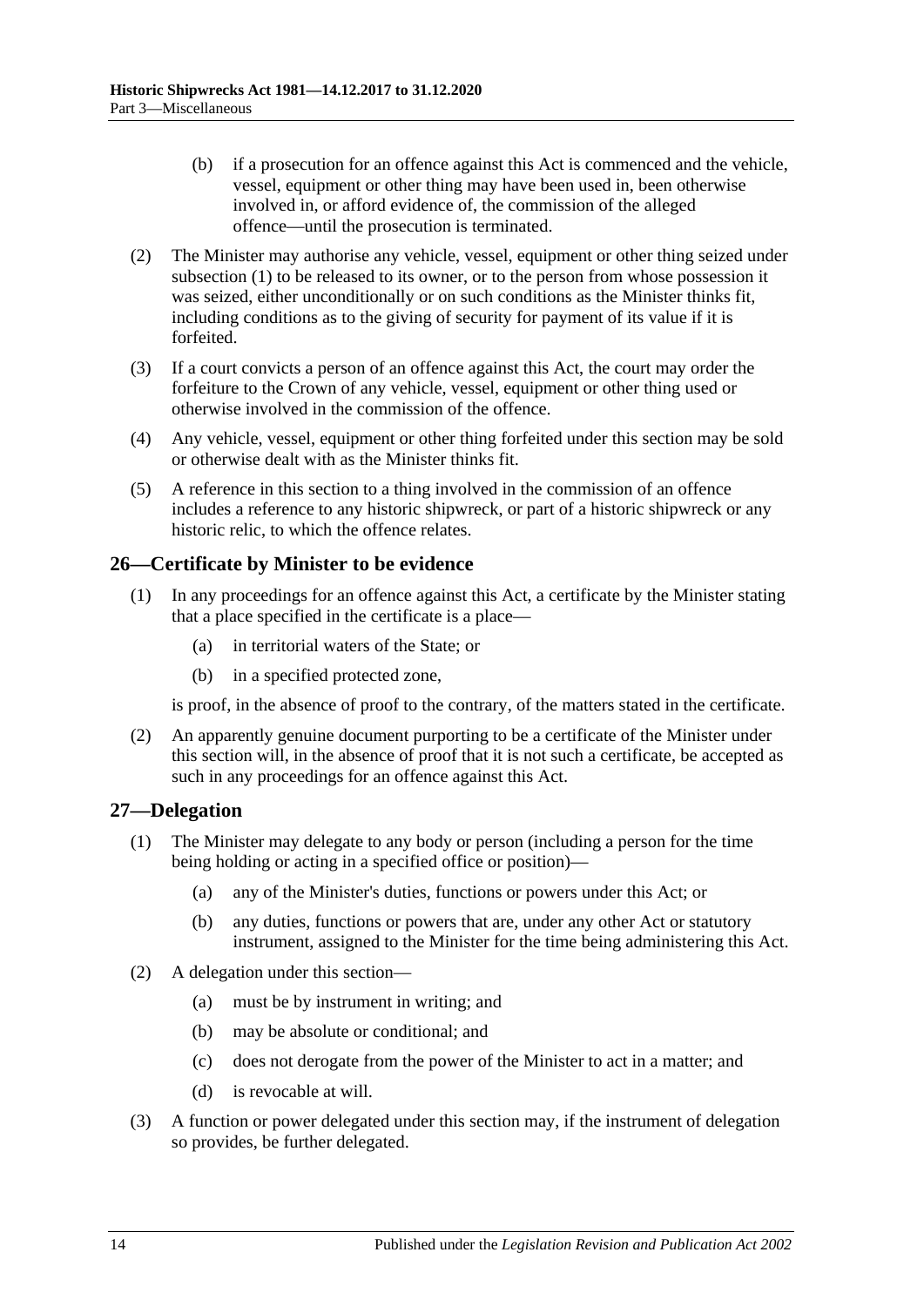(b) if a prosecution for an offence against this Act is commenced and the vehicle, vessel, equipment or other thing may have been used in, been otherwise involved in, or afford evidence of, the commission of the alleged offence—until the prosecution is terminated.

(2) The Minister may authorise any vehicle, vessel, equipment or other thing seized under subsection (1) to be released to its owner, or to the person from whose possession it was seized, either unconditionally or on such conditions as the Minister thinks fit, including conditions as to the giving of security for payment of its value if it is forfeited.

(3) If a court convicts a person of an offence against this Act, the court may order the forfeiture to the Crown of any vehicle, vessel, equipment or other thing used or otherwise involved in the commission of the offence.

(4) Any vehicle, vessel, equipment or other thing forfeited under this section may be sold or otherwise dealt with as the Minister thinks fit.

(5) A reference in this section to a thing involved in the commission of an offence includes a reference to any historic shipwreck, or part of a historic shipwreck or any historic relic, to which the offence relates.

## 26—Certificate by Minister to be evidence

(1) In any proceedings for an offence against this Act, a certificate by the Minister stating that a place specified in the certificate is a place—

(a) in territorial waters of the State; or

(b) in a specified protected zone,

is proof, in the absence of proof to the contrary, of the matters stated in the certificate.

(2) An apparently genuine document purporting to be a certificate of the Minister under this section will, in the absence of proof that it is not such a certificate, be accepted as such in any proceedings for an offence against this Act.

## 27—Delegation

(1) The Minister may delegate to any body or person (including a person for the time being holding or acting in a specified office or position)—

(a) any of the Minister's duties, functions or powers under this Act; or

(b) any duties, functions or powers that are, under any other Act or statutory instrument, assigned to the Minister for the time being administering this Act.

(2) A delegation under this section—

(a) must be by instrument in writing; and

(b) may be absolute or conditional; and

(c) does not derogate from the power of the Minister to act in a matter; and

(d) is revocable at will.

(3) A function or power delegated under this section may, if the instrument of delegation so provides, be further delegated.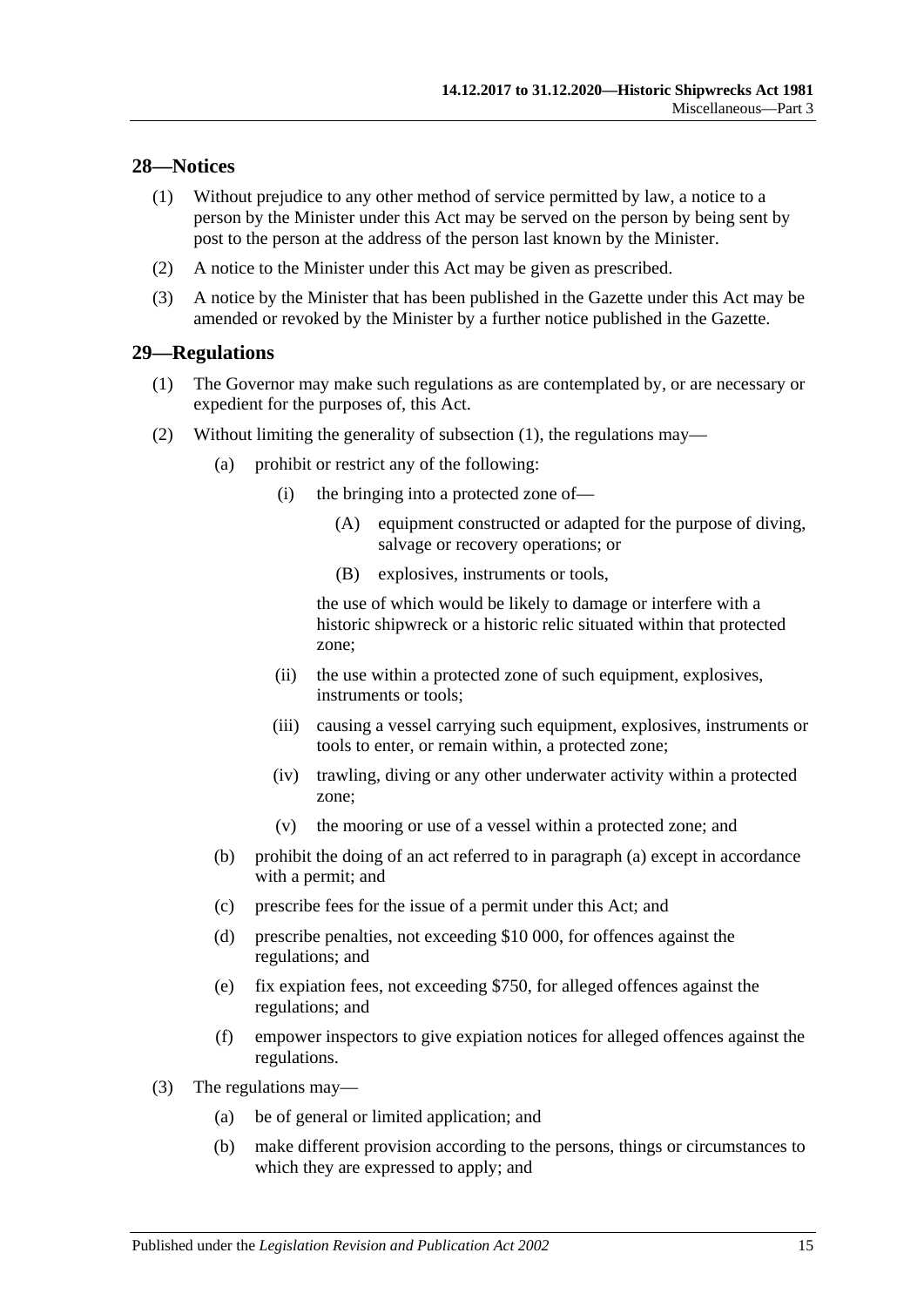## 28—Notices

(1) Without prejudice to any other method of service permitted by law, a notice to a person by the Minister under this Act may be served on the person by being sent by post to the person at the address of the person last known by the Minister.

(2) A notice to the Minister under this Act may be given as prescribed.

(3) A notice by the Minister that has been published in the Gazette under this Act may be amended or revoked by the Minister by a further notice published in the Gazette.

## 29—Regulations

(1) The Governor may make such regulations as are contemplated by, or are necessary or expedient for the purposes of, this Act.

(2) Without limiting the generality of subsection (1), the regulations may—

(a) prohibit or restrict any of the following:

(i) the bringing into a protected zone of—

(A) equipment constructed or adapted for the purpose of diving, salvage or recovery operations; or

(B) explosives, instruments or tools,

the use of which would be likely to damage or interfere with a historic shipwreck or a historic relic situated within that protected zone;

(ii) the use within a protected zone of such equipment, explosives, instruments or tools;

(iii) causing a vessel carrying such equipment, explosives, instruments or tools to enter, or remain within, a protected zone;

(iv) trawling, diving or any other underwater activity within a protected zone;

(v) the mooring or use of a vessel within a protected zone; and

(b) prohibit the doing of an act referred to in paragraph (a) except in accordance with a permit; and

(c) prescribe fees for the issue of a permit under this Act; and

(d) prescribe penalties, not exceeding $10 000, for offences against the regulations; and

(e) fix expiation fees, not exceeding $750, for alleged offences against the regulations; and

(f) empower inspectors to give expiation notices for alleged offences against the regulations.

(3) The regulations may—

(a) be of general or limited application; and

(b) make different provision according to the persons, things or circumstances to which they are expressed to apply; and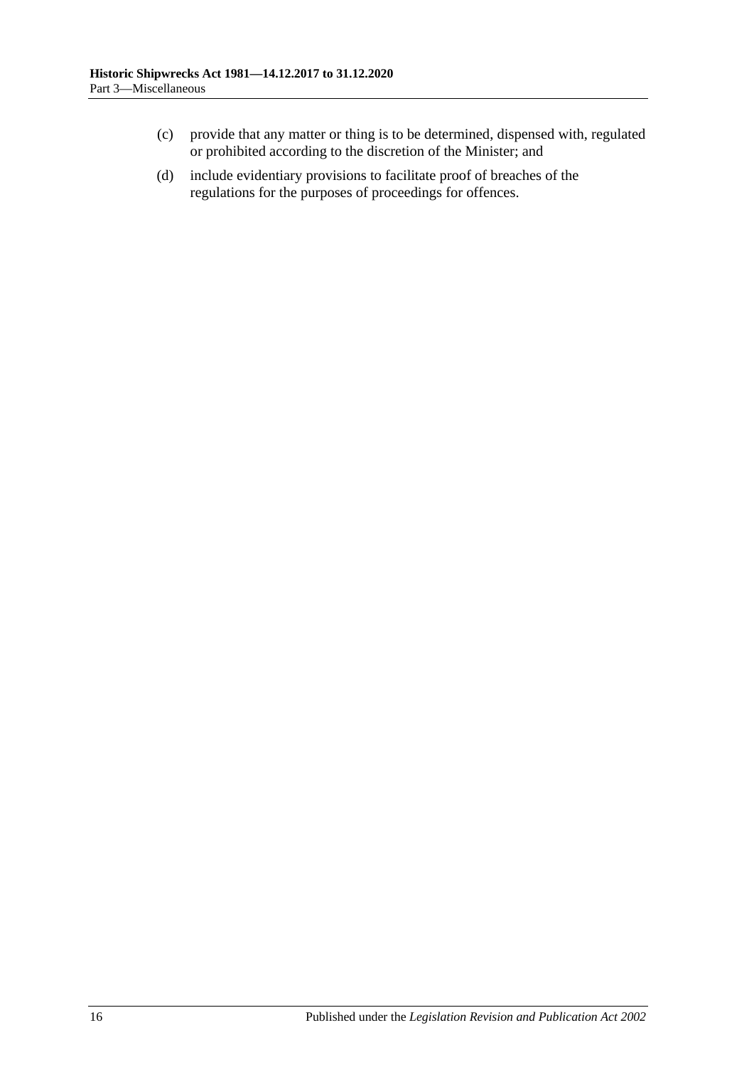(c) provide that any matter or thing is to be determined, dispensed with, regulated or prohibited according to the discretion of the Minister; and

(d) include evidentiary provisions to facilitate proof of breaches of the regulations for the purposes of proceedings for offences.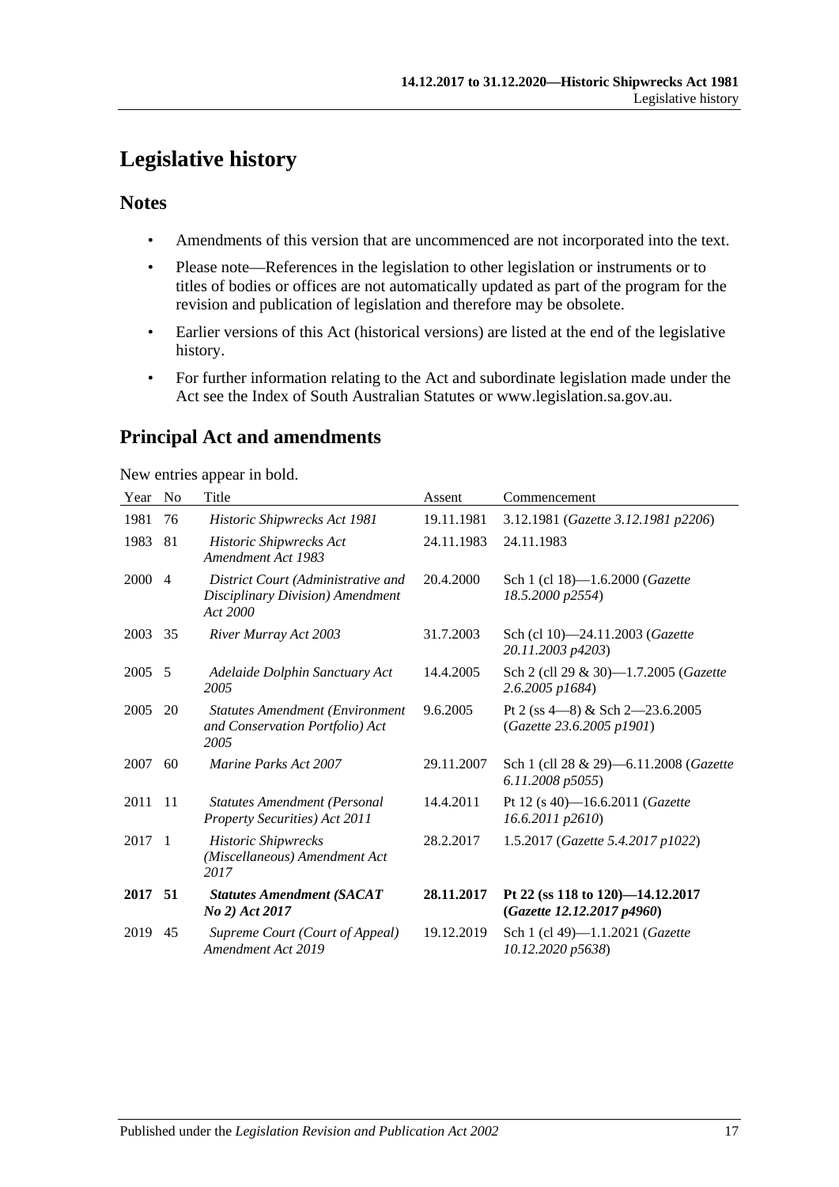# Legislative history

## Notes

- Amendments of this version that are uncommenced are not incorporated into the text.
- Please note—References in the legislation to other legislation or instruments or to titles of bodies or offices are not automatically updated as part of the program for the revision and publication of legislation and therefore may be obsolete.
- Earlier versions of this Act (historical versions) are listed at the end of the legislative history.
- For further information relating to the Act and subordinate legislation made under the Act see the Index of South Australian Statutes or www.legislation.sa.gov.au.

## Principal Act and amendments

New entries appear in bold.

| Year | No | Title | Assent | Commencement |
|---|---|---|---|---|
| 1981 | 76 | *Historic Shipwrecks Act 1981* | 19.11.1981 | 3.12.1981 (*Gazette 3.12.1981 p2206*) |
| 1983 | 81 | *Historic Shipwrecks Act Amendment Act 1983* | 24.11.1983 | 24.11.1983 |
| 2000 | 4 | *District Court (Administrative and Disciplinary Division) Amendment Act 2000* | 20.4.2000 | Sch 1 (cl 18)—1.6.2000 (*Gazette 18.5.2000 p2554*) |
| 2003 | 35 | *River Murray Act 2003* | 31.7.2003 | Sch (cl 10)—24.11.2003 (*Gazette 20.11.2003 p4203*) |
| 2005 | 5 | *Adelaide Dolphin Sanctuary Act 2005* | 14.4.2005 | Sch 2 (cll 29 & 30)—1.7.2005 (*Gazette 2.6.2005 p1684*) |
| 2005 | 20 | *Statutes Amendment (Environment and Conservation Portfolio) Act 2005* | 9.6.2005 | Pt 2 (ss 4—8) & Sch 2—23.6.2005 (*Gazette 23.6.2005 p1901*) |
| 2007 | 60 | *Marine Parks Act 2007* | 29.11.2007 | Sch 1 (cll 28 & 29)—6.11.2008 (*Gazette 6.11.2008 p5055*) |
| 2011 | 11 | *Statutes Amendment (Personal Property Securities) Act 2011* | 14.4.2011 | Pt 12 (s 40)—16.6.2011 (*Gazette 16.6.2011 p2610*) |
| 2017 | 1 | *Historic Shipwrecks (Miscellaneous) Amendment Act 2017* | 28.2.2017 | 1.5.2017 (*Gazette 5.4.2017 p1022*) |
| **2017** | **51** | ***Statutes Amendment (SACAT No 2) Act 2017*** | **28.11.2017** | **Pt 22 (ss 118 to 120)—14.12.2017 (*Gazette 12.12.2017 p4960*)** |
| 2019 | 45 | *Supreme Court (Court of Appeal) Amendment Act 2019* | 19.12.2019 | Sch 1 (cl 49)—1.1.2021 (*Gazette 10.12.2020 p5638*) |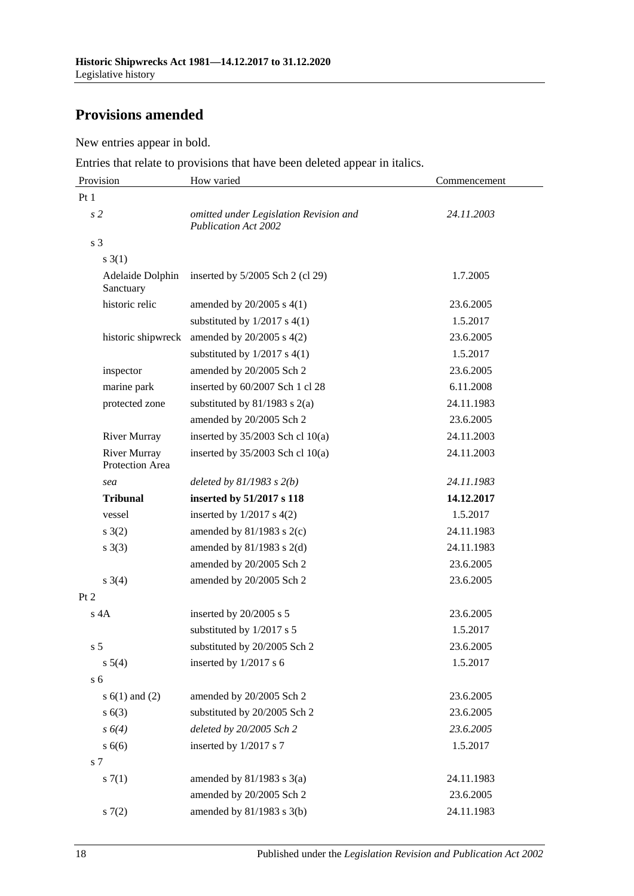## Provisions amended

New entries appear in bold.

Entries that relate to provisions that have been deleted appear in italics.

| Provision | How varied | Commencement |
|---|---|---|
| Pt 1 | | |
| *s 2* | *omitted under Legislation Revision and Publication Act 2002* | *24.11.2003* |
| s 3 | | |
| s 3(1) | | |
| Adelaide Dolphin Sanctuary | inserted by 5/2005 Sch 2 (cl 29) | 1.7.2005 |
| historic relic | amended by 20/2005 s 4(1) | 23.6.2005 |
| | substituted by 1/2017 s 4(1) | 1.5.2017 |
| historic shipwreck | amended by 20/2005 s 4(2) | 23.6.2005 |
| | substituted by 1/2017 s 4(1) | 1.5.2017 |
| inspector | amended by 20/2005 Sch 2 | 23.6.2005 |
| marine park | inserted by 60/2007 Sch 1 cl 28 | 6.11.2008 |
| protected zone | substituted by 81/1983 s 2(a) | 24.11.1983 |
| | amended by 20/2005 Sch 2 | 23.6.2005 |
| River Murray | inserted by 35/2003 Sch cl 10(a) | 24.11.2003 |
| River Murray Protection Area | inserted by 35/2003 Sch cl 10(a) | 24.11.2003 |
| *sea* | *deleted by 81/1983 s 2(b)* | *24.11.1983* |
| **Tribunal** | **inserted by 51/2017 s 118** | **14.12.2017** |
| vessel | inserted by 1/2017 s 4(2) | 1.5.2017 |
| s 3(2) | amended by 81/1983 s 2(c) | 24.11.1983 |
| s 3(3) | amended by 81/1983 s 2(d) | 24.11.1983 |
| | amended by 20/2005 Sch 2 | 23.6.2005 |
| s 3(4) | amended by 20/2005 Sch 2 | 23.6.2005 |
| Pt 2 | | |
| s 4A | inserted by 20/2005 s 5 | 23.6.2005 |
| | substituted by 1/2017 s 5 | 1.5.2017 |
| s 5 | substituted by 20/2005 Sch 2 | 23.6.2005 |
| s 5(4) | inserted by 1/2017 s 6 | 1.5.2017 |
| s 6 | | |
| s 6(1) and (2) | amended by 20/2005 Sch 2 | 23.6.2005 |
| s 6(3) | substituted by 20/2005 Sch 2 | 23.6.2005 |
| *s 6(4)* | *deleted by 20/2005 Sch 2* | *23.6.2005* |
| s 6(6) | inserted by 1/2017 s 7 | 1.5.2017 |
| s 7 | | |
| s 7(1) | amended by 81/1983 s 3(a) | 24.11.1983 |
| | amended by 20/2005 Sch 2 | 23.6.2005 |
| s 7(2) | amended by 81/1983 s 3(b) | 24.11.1983 |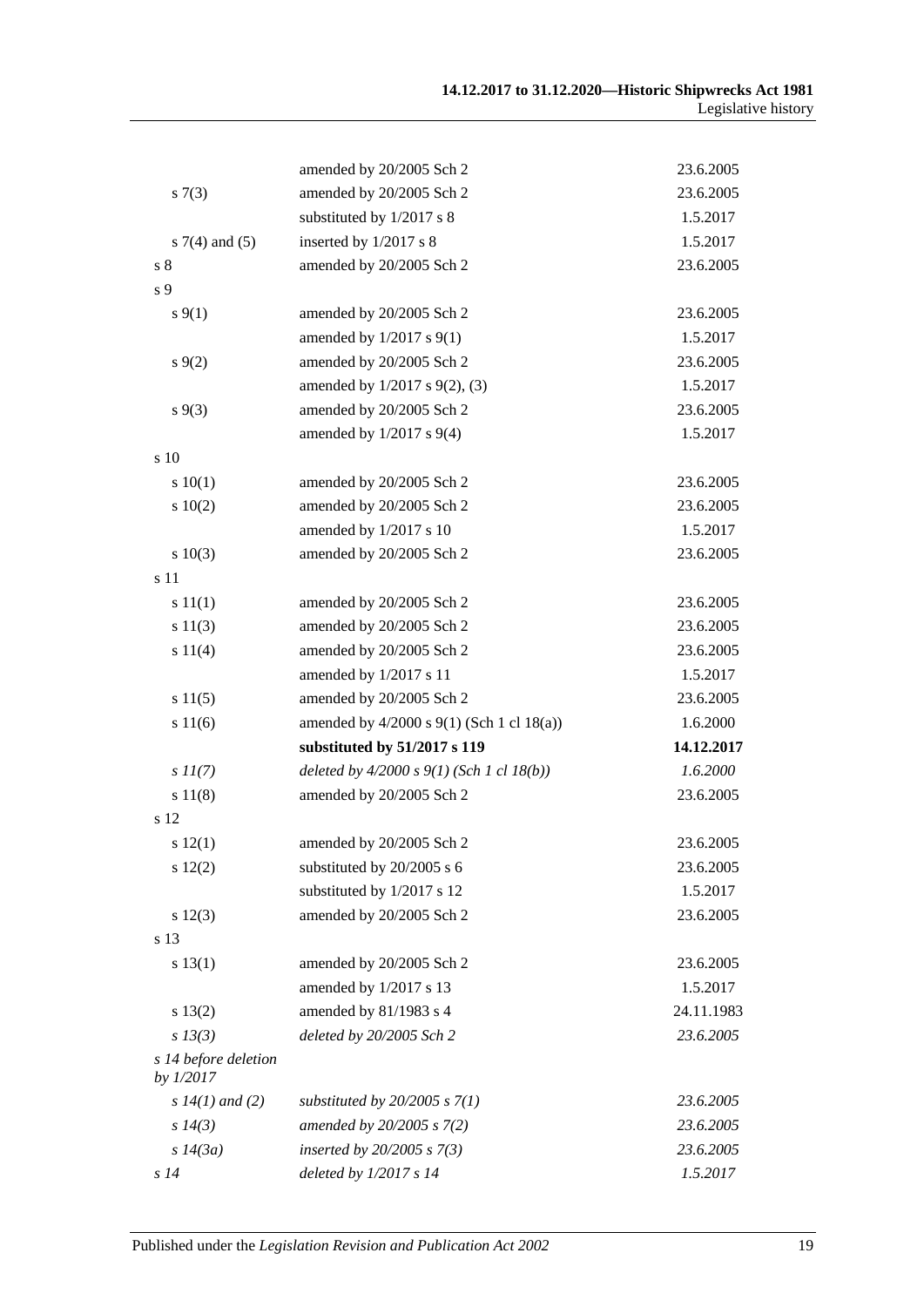| | | |
|---|---|---|
| | amended by 20/2005 Sch 2 | 23.6.2005 |
| s 7(3) | amended by 20/2005 Sch 2 | 23.6.2005 |
| | substituted by 1/2017 s 8 | 1.5.2017 |
| s 7(4) and (5) | inserted by 1/2017 s 8 | 1.5.2017 |
| s 8 | amended by 20/2005 Sch 2 | 23.6.2005 |
| s 9 | | |
| s 9(1) | amended by 20/2005 Sch 2 | 23.6.2005 |
| | amended by 1/2017 s 9(1) | 1.5.2017 |
| s 9(2) | amended by 20/2005 Sch 2 | 23.6.2005 |
| | amended by 1/2017 s 9(2), (3) | 1.5.2017 |
| s 9(3) | amended by 20/2005 Sch 2 | 23.6.2005 |
| | amended by 1/2017 s 9(4) | 1.5.2017 |
| s 10 | | |
| s 10(1) | amended by 20/2005 Sch 2 | 23.6.2005 |
| s 10(2) | amended by 20/2005 Sch 2 | 23.6.2005 |
| | amended by 1/2017 s 10 | 1.5.2017 |
| s 10(3) | amended by 20/2005 Sch 2 | 23.6.2005 |
| s 11 | | |
| s 11(1) | amended by 20/2005 Sch 2 | 23.6.2005 |
| s 11(3) | amended by 20/2005 Sch 2 | 23.6.2005 |
| s 11(4) | amended by 20/2005 Sch 2 | 23.6.2005 |
| | amended by 1/2017 s 11 | 1.5.2017 |
| s 11(5) | amended by 20/2005 Sch 2 | 23.6.2005 |
| s 11(6) | amended by 4/2000 s 9(1) (Sch 1 cl 18(a)) | 1.6.2000 |
| | **substituted by 51/2017 s 119** | **14.12.2017** |
| *s 11(7)* | *deleted by 4/2000 s 9(1) (Sch 1 cl 18(b))* | *1.6.2000* |
| s 11(8) | amended by 20/2005 Sch 2 | 23.6.2005 |
| s 12 | | |
| s 12(1) | amended by 20/2005 Sch 2 | 23.6.2005 |
| s 12(2) | substituted by 20/2005 s 6 | 23.6.2005 |
| | substituted by 1/2017 s 12 | 1.5.2017 |
| s 12(3) | amended by 20/2005 Sch 2 | 23.6.2005 |
| s 13 | | |
| s 13(1) | amended by 20/2005 Sch 2 | 23.6.2005 |
| | amended by 1/2017 s 13 | 1.5.2017 |
| s 13(2) | amended by 81/1983 s 4 | 24.11.1983 |
| *s 13(3)* | *deleted by 20/2005 Sch 2* | *23.6.2005* |
| *s 14 before deletion by 1/2017* | | |
| *s 14(1) and (2)* | *substituted by 20/2005 s 7(1)* | *23.6.2005* |
| *s 14(3)* | *amended by 20/2005 s 7(2)* | *23.6.2005* |
| *s 14(3a)* | *inserted by 20/2005 s 7(3)* | *23.6.2005* |
| *s 14* | *deleted by 1/2017 s 14* | *1.5.2017* |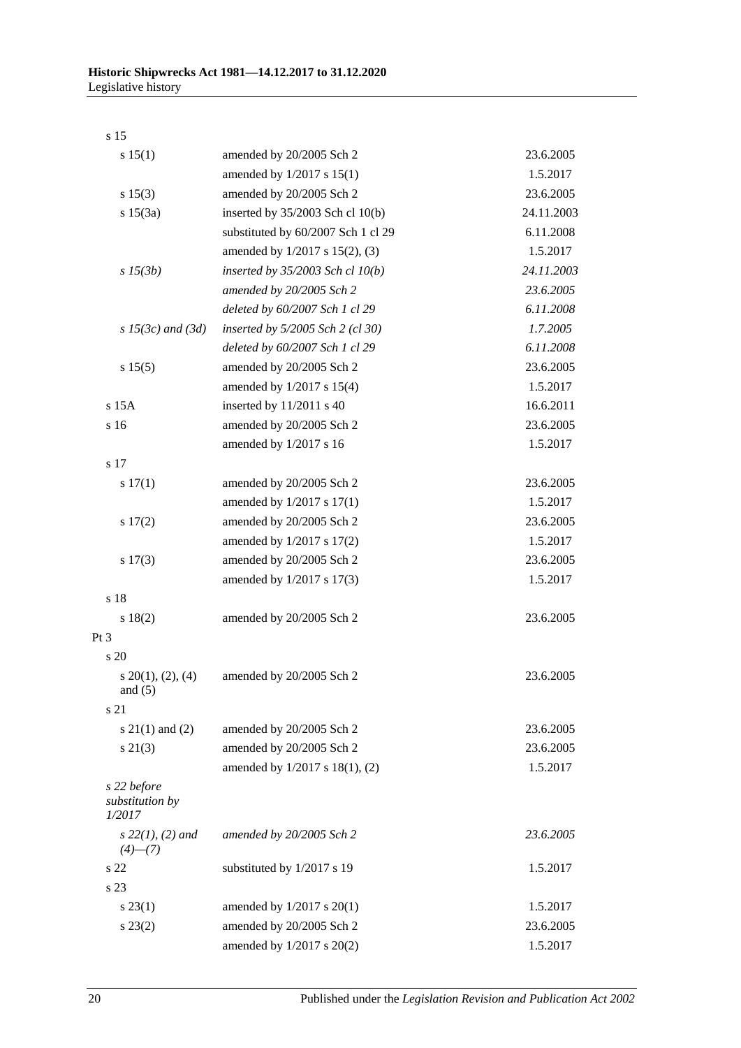| Provision | How varied | Commencement |
|---|---|---|
| s 15 | | |
| s 15(1) | amended by 20/2005 Sch 2 | 23.6.2005 |
| | amended by 1/2017 s 15(1) | 1.5.2017 |
| s 15(3) | amended by 20/2005 Sch 2 | 23.6.2005 |
| s 15(3a) | inserted by 35/2003 Sch cl 10(b) | 24.11.2003 |
| | substituted by 60/2007 Sch 1 cl 29 | 6.11.2008 |
| | amended by 1/2017 s 15(2), (3) | 1.5.2017 |
| *s 15(3b)* | *inserted by 35/2003 Sch cl 10(b)* | *24.11.2003* |
| | *amended by 20/2005 Sch 2* | *23.6.2005* |
| | *deleted by 60/2007 Sch 1 cl 29* | *6.11.2008* |
| *s 15(3c) and (3d)* | *inserted by 5/2005 Sch 2 (cl 30)* | *1.7.2005* |
| | *deleted by 60/2007 Sch 1 cl 29* | *6.11.2008* |
| s 15(5) | amended by 20/2005 Sch 2 | 23.6.2005 |
| | amended by 1/2017 s 15(4) | 1.5.2017 |
| s 15A | inserted by 11/2011 s 40 | 16.6.2011 |
| s 16 | amended by 20/2005 Sch 2 | 23.6.2005 |
| | amended by 1/2017 s 16 | 1.5.2017 |
| s 17 | | |
| s 17(1) | amended by 20/2005 Sch 2 | 23.6.2005 |
| | amended by 1/2017 s 17(1) | 1.5.2017 |
| s 17(2) | amended by 20/2005 Sch 2 | 23.6.2005 |
| | amended by 1/2017 s 17(2) | 1.5.2017 |
| s 17(3) | amended by 20/2005 Sch 2 | 23.6.2005 |
| | amended by 1/2017 s 17(3) | 1.5.2017 |
| s 18 | | |
| s 18(2) | amended by 20/2005 Sch 2 | 23.6.2005 |
| Pt 3 | | |
| s 20 | | |
| s 20(1), (2), (4) and (5) | amended by 20/2005 Sch 2 | 23.6.2005 |
| s 21 | | |
| s 21(1) and (2) | amended by 20/2005 Sch 2 | 23.6.2005 |
| s 21(3) | amended by 20/2005 Sch 2 | 23.6.2005 |
| | amended by 1/2017 s 18(1), (2) | 1.5.2017 |
| *s 22 before substitution by 1/2017* | | |
| *s 22(1), (2) and (4)—(7)* | *amended by 20/2005 Sch 2* | *23.6.2005* |
| s 22 | substituted by 1/2017 s 19 | 1.5.2017 |
| s 23 | | |
| s 23(1) | amended by 1/2017 s 20(1) | 1.5.2017 |
| s 23(2) | amended by 20/2005 Sch 2 | 23.6.2005 |
| | amended by 1/2017 s 20(2) | 1.5.2017 |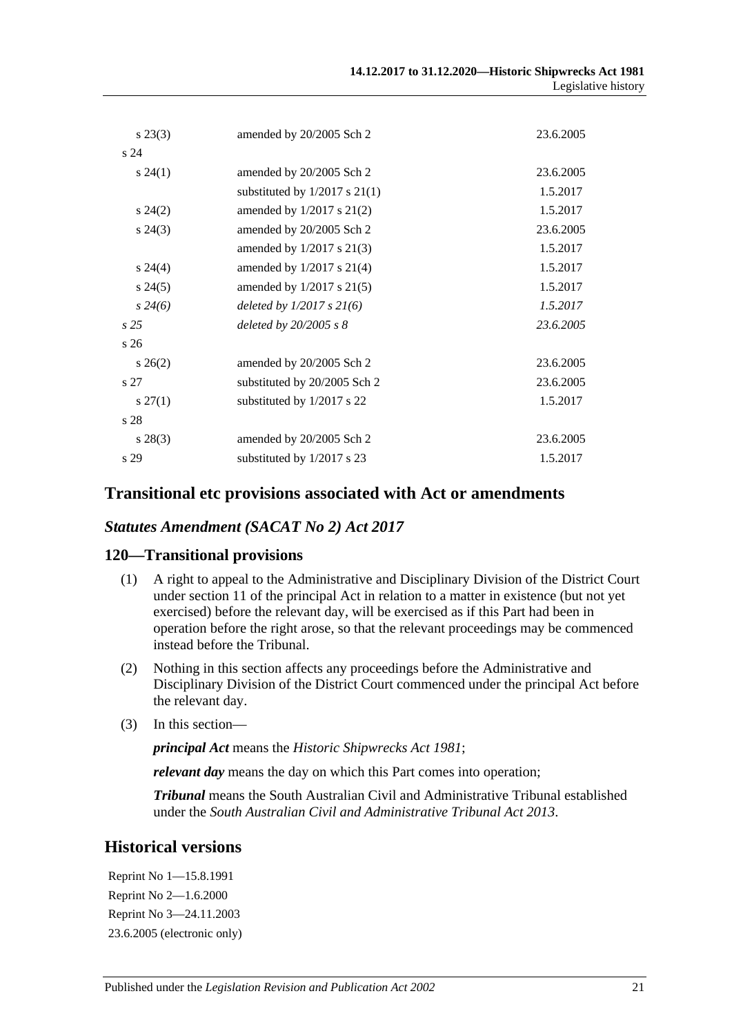| | | |
|---|---|---|
| s 23(3) | amended by 20/2005 Sch 2 | 23.6.2005 |
| s 24 | | |
| s 24(1) | amended by 20/2005 Sch 2 | 23.6.2005 |
| | substituted by 1/2017 s 21(1) | 1.5.2017 |
| s 24(2) | amended by 1/2017 s 21(2) | 1.5.2017 |
| s 24(3) | amended by 20/2005 Sch 2 | 23.6.2005 |
| | amended by 1/2017 s 21(3) | 1.5.2017 |
| s 24(4) | amended by 1/2017 s 21(4) | 1.5.2017 |
| s 24(5) | amended by 1/2017 s 21(5) | 1.5.2017 |
| *s 24(6)* | *deleted by 1/2017 s 21(6)* | *1.5.2017* |
| *s 25* | *deleted by 20/2005 s 8* | *23.6.2005* |
| s 26 | | |
| s 26(2) | amended by 20/2005 Sch 2 | 23.6.2005 |
| s 27 | substituted by 20/2005 Sch 2 | 23.6.2005 |
| s 27(1) | substituted by 1/2017 s 22 | 1.5.2017 |
| s 28 | | |
| s 28(3) | amended by 20/2005 Sch 2 | 23.6.2005 |
| s 29 | substituted by 1/2017 s 23 | 1.5.2017 |

## Transitional etc provisions associated with Act or amendments

### *Statutes Amendment (SACAT No 2) Act 2017*

### 120—Transitional provisions

(1) A right to appeal to the Administrative and Disciplinary Division of the District Court under section 11 of the principal Act in relation to a matter in existence (but not yet exercised) before the relevant day, will be exercised as if this Part had been in operation before the right arose, so that the relevant proceedings may be commenced instead before the Tribunal.

(2) Nothing in this section affects any proceedings before the Administrative and Disciplinary Division of the District Court commenced under the principal Act before the relevant day.

(3) In this section—

***principal Act*** means the *Historic Shipwrecks Act 1981*;

***relevant day*** means the day on which this Part comes into operation;

***Tribunal*** means the South Australian Civil and Administrative Tribunal established under the *South Australian Civil and Administrative Tribunal Act 2013*.

## Historical versions

Reprint No 1—15.8.1991

Reprint No 2—1.6.2000

Reprint No 3—24.11.2003

23.6.2005 (electronic only)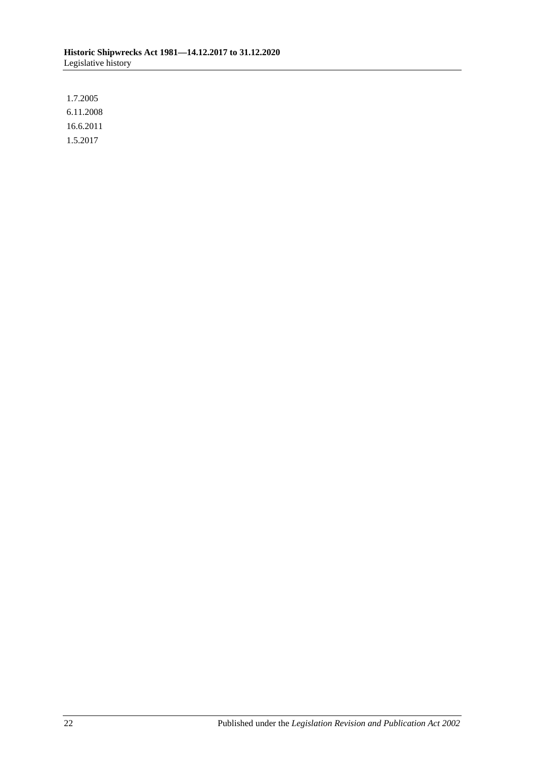1.7.2005

6.11.2008

16.6.2011

1.5.2017